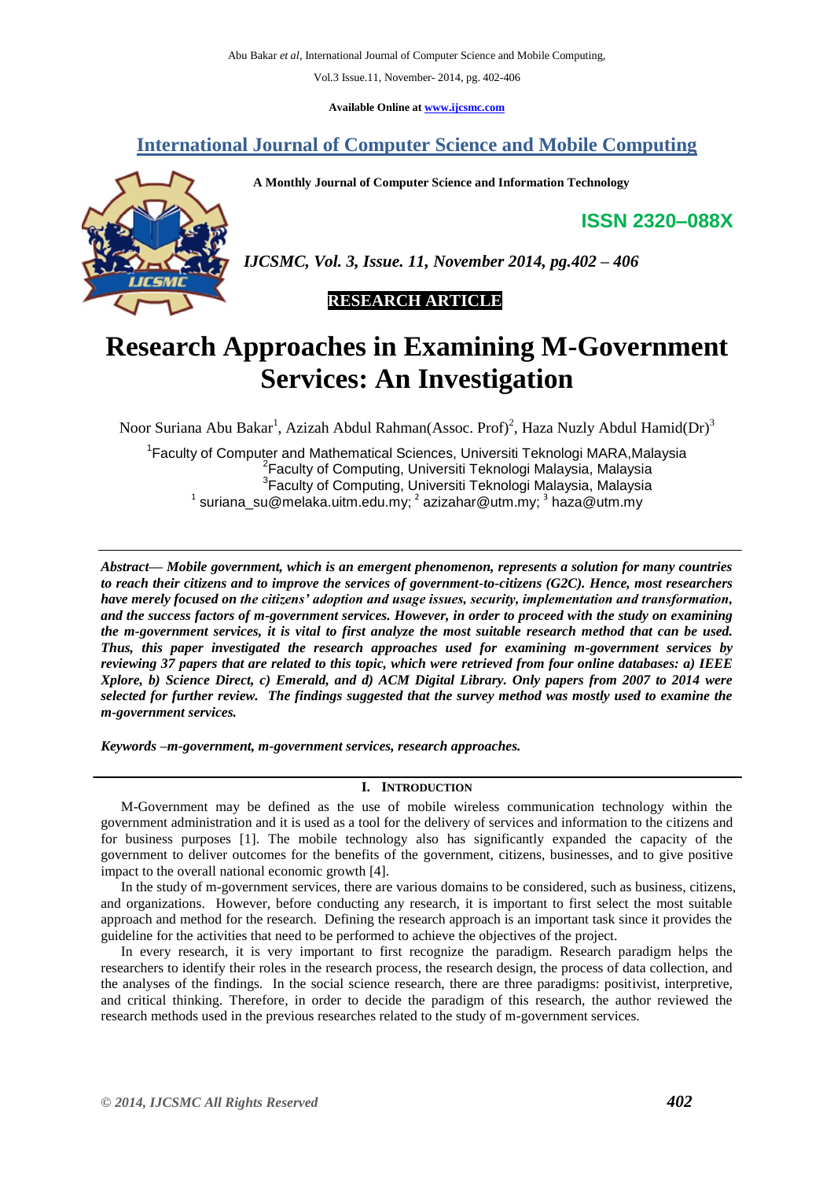# International Journal of Computer Science and Mobile Computing

A Monthly Journal of Computer Science and Information Technology

ISSN 2320–088X

*IJCSMC, Vol. 3, Issue. 11, November 2014, pg.402 – 406*

**RESEARCH ARTICLE**

# Research Approaches in Examining M-Government Services: An Investigation

Noor Suriana Abu Bakar[1], Azizah Abdul Rahman(Assoc. Prof)[2], Haza Nuzly Abdul Hamid(Dr)[3]

[1]Faculty of Computer and Mathematical Sciences, Universiti Teknologi MARA,Malaysia
[2]Faculty of Computing, Universiti Teknologi Malaysia, Malaysia
[3]Faculty of Computing, Universiti Teknologi Malaysia, Malaysia
[1] suriana_su@melaka.uitm.edu.my; [2] azizahar@utm.my; [3] haza@utm.my

***Abstract— Mobile government, which is an emergent phenomenon, represents a solution for many countries to reach their citizens and to improve the services of government-to-citizens (G2C). Hence, most researchers have merely focused on the citizens' adoption and usage issues, security, implementation and transformation, and the success factors of m-government services. However, in order to proceed with the study on examining the m-government services, it is vital to first analyze the most suitable research method that can be used. Thus, this paper investigated the research approaches used for examining m-government services by reviewing 37 papers that are related to this topic, which were retrieved from four online databases: a) IEEE Xplore, b) Science Direct, c) Emerald, and d) ACM Digital Library. Only papers from 2007 to 2014 were selected for further review. The findings suggested that the survey method was mostly used to examine the m-government services.***

***Keywords –m-government, m-government services, research approaches.***

## I. Introduction

M-Government may be defined as the use of mobile wireless communication technology within the government administration and it is used as a tool for the delivery of services and information to the citizens and for business purposes [1]. The mobile technology also has significantly expanded the capacity of the government to deliver outcomes for the benefits of the government, citizens, businesses, and to give positive impact to the overall national economic growth [4].

In the study of m-government services, there are various domains to be considered, such as business, citizens, and organizations. However, before conducting any research, it is important to first select the most suitable approach and method for the research. Defining the research approach is an important task since it provides the guideline for the activities that need to be performed to achieve the objectives of the project.

In every research, it is very important to first recognize the paradigm. Research paradigm helps the researchers to identify their roles in the research process, the research design, the process of data collection, and the analyses of the findings. In the social science research, there are three paradigms: positivist, interpretive, and critical thinking. Therefore, in order to decide the paradigm of this research, the author reviewed the research methods used in the previous researches related to the study of m-government services.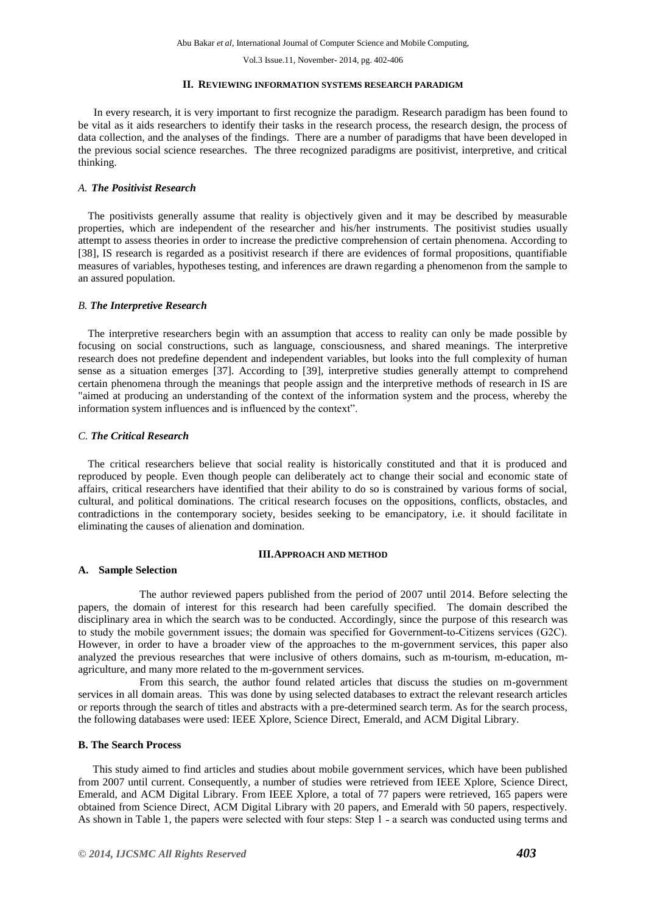## II. REVIEWING INFORMATION SYSTEMS RESEARCH PARADIGM

In every research, it is very important to first recognize the paradigm. Research paradigm has been found to be vital as it aids researchers to identify their tasks in the research process, the research design, the process of data collection, and the analyses of the findings. There are a number of paradigms that have been developed in the previous social science researches. The three recognized paradigms are positivist, interpretive, and critical thinking.

### *A. The Positivist Research*

The positivists generally assume that reality is objectively given and it may be described by measurable properties, which are independent of the researcher and his/her instruments. The positivist studies usually attempt to assess theories in order to increase the predictive comprehension of certain phenomena. According to [38], IS research is regarded as a positivist research if there are evidences of formal propositions, quantifiable measures of variables, hypotheses testing, and inferences are drawn regarding a phenomenon from the sample to an assured population.

### *B. The Interpretive Research*

The interpretive researchers begin with an assumption that access to reality can only be made possible by focusing on social constructions, such as language, consciousness, and shared meanings. The interpretive research does not predefine dependent and independent variables, but looks into the full complexity of human sense as a situation emerges [37]. According to [39], interpretive studies generally attempt to comprehend certain phenomena through the meanings that people assign and the interpretive methods of research in IS are "aimed at producing an understanding of the context of the information system and the process, whereby the information system influences and is influenced by the context".

### *C. The Critical Research*

The critical researchers believe that social reality is historically constituted and that it is produced and reproduced by people. Even though people can deliberately act to change their social and economic state of affairs, critical researchers have identified that their ability to do so is constrained by various forms of social, cultural, and political dominations. The critical research focuses on the oppositions, conflicts, obstacles, and contradictions in the contemporary society, besides seeking to be emancipatory, i.e. it should facilitate in eliminating the causes of alienation and domination.

## III. APPROACH AND METHOD

### A. Sample Selection

The author reviewed papers published from the period of 2007 until 2014. Before selecting the papers, the domain of interest for this research had been carefully specified. The domain described the disciplinary area in which the search was to be conducted. Accordingly, since the purpose of this research was to study the mobile government issues; the domain was specified for Government-to-Citizens services (G2C). However, in order to have a broader view of the approaches to the m-government services, this paper also analyzed the previous researches that were inclusive of others domains, such as m-tourism, m-education, m-agriculture, and many more related to the m-government services.

From this search, the author found related articles that discuss the studies on m-government services in all domain areas. This was done by using selected databases to extract the relevant research articles or reports through the search of titles and abstracts with a pre-determined search term. As for the search process, the following databases were used: IEEE Xplore, Science Direct, Emerald, and ACM Digital Library.

### B. The Search Process

This study aimed to find articles and studies about mobile government services, which have been published from 2007 until current. Consequently, a number of studies were retrieved from IEEE Xplore, Science Direct, Emerald, and ACM Digital Library. From IEEE Xplore, a total of 77 papers were retrieved, 165 papers were obtained from Science Direct, ACM Digital Library with 20 papers, and Emerald with 50 papers, respectively. As shown in Table 1, the papers were selected with four steps: Step 1 - a search was conducted using terms and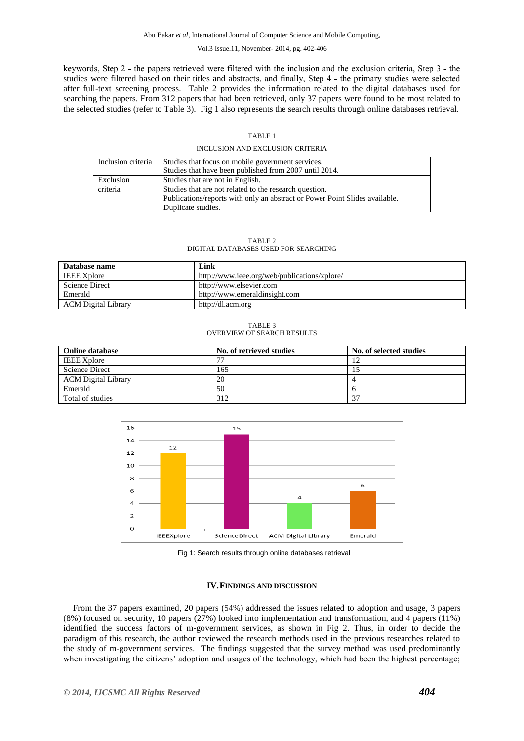keywords, Step 2 - the papers retrieved were filtered with the inclusion and the exclusion criteria, Step 3 - the studies were filtered based on their titles and abstracts, and finally, Step 4 - the primary studies were selected after full-text screening process. Table 2 provides the information related to the digital databases used for searching the papers. From 312 papers that had been retrieved, only 37 papers were found to be most related to the selected studies (refer to Table 3). Fig 1 also represents the search results through online databases retrieval.

TABLE 1

INCLUSION AND EXCLUSION CRITERIA

| | |
|---|---|
| Inclusion criteria | Studies that focus on mobile government services.<br>Studies that have been published from 2007 until 2014. |
| Exclusion criteria | Studies that are not in English.<br>Studies that are not related to the research question.<br>Publications/reports with only an abstract or Power Point Slides available.<br>Duplicate studies. |

TABLE 2

DIGITAL DATABASES USED FOR SEARCHING

| Database name | Link |
|---|---|
| IEEE Xplore | http://www.ieee.org/web/publications/xplore/ |
| Science Direct | http://www.elsevier.com |
| Emerald | http://www.emeraldinsight.com |
| ACM Digital Library | http://dl.acm.org |

TABLE 3

OVERVIEW OF SEARCH RESULTS

| Online database | No. of retrieved studies | No. of selected studies |
|---|---|---|
| IEEE Xplore | 77 | 12 |
| Science Direct | 165 | 15 |
| ACM Digital Library | 20 | 4 |
| Emerald | 50 | 6 |
| Total of studies | 312 | 37 |

Fig 1: Search results through online databases retrieval

## IV. FINDINGS AND DISCUSSION

From the 37 papers examined, 20 papers (54%) addressed the issues related to adoption and usage, 3 papers (8%) focused on security, 10 papers (27%) looked into implementation and transformation, and 4 papers (11%) identified the success factors of m-government services, as shown in Fig 2. Thus, in order to decide the paradigm of this research, the author reviewed the research methods used in the previous researches related to the study of m-government services. The findings suggested that the survey method was used predominantly when investigating the citizens' adoption and usages of the technology, which had been the highest percentage;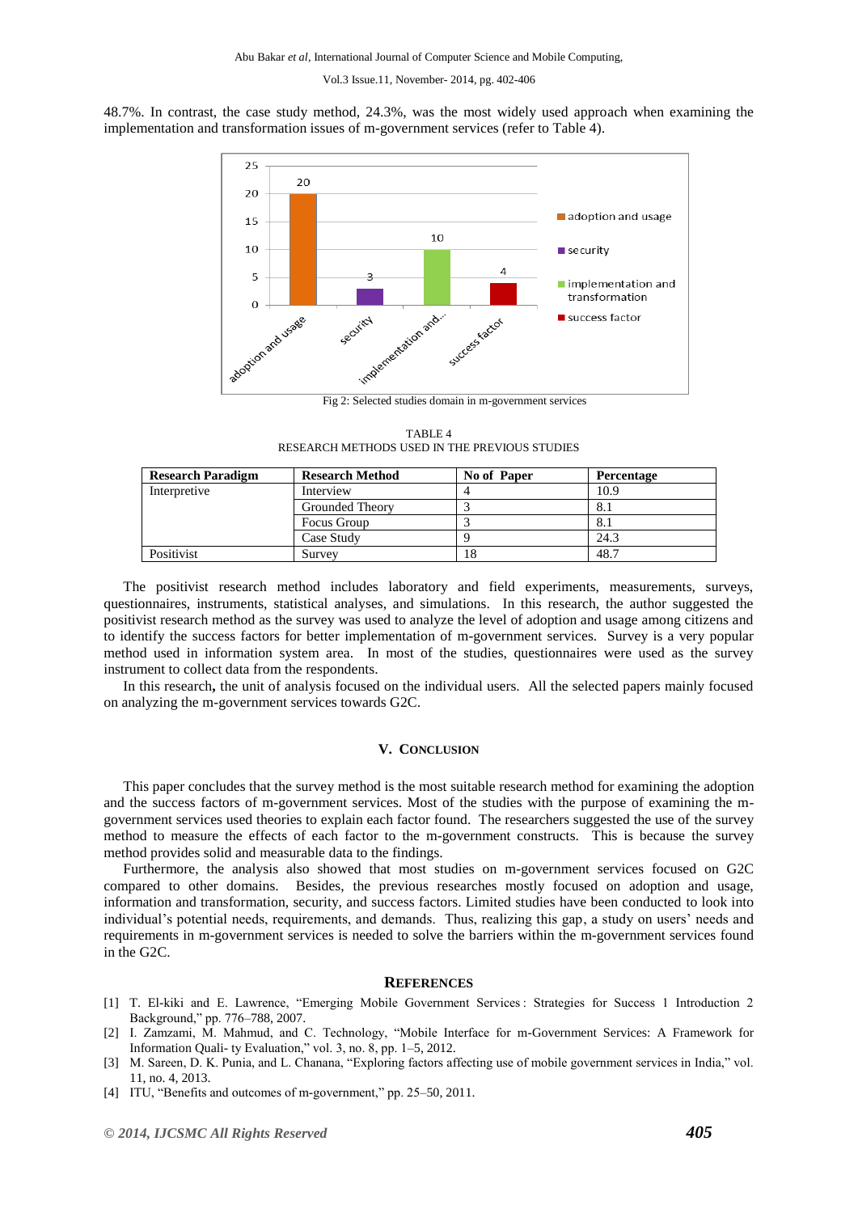48.7%. In contrast, the case study method, 24.3%, was the most widely used approach when examining the implementation and transformation issues of m-government services (refer to Table 4).

Fig 2: Selected studies domain in m-government services

TABLE 4
RESEARCH METHODS USED IN THE PREVIOUS STUDIES

| Research Paradigm | Research Method | No of Paper | Percentage |
|---|---|---|---|
| Interpretive | Interview | 4 | 10.9 |
| | Grounded Theory | 3 | 8.1 |
| | Focus Group | 3 | 8.1 |
| | Case Study | 9 | 24.3 |
| Positivist | Survey | 18 | 48.7 |

The positivist research method includes laboratory and field experiments, measurements, surveys, questionnaires, instruments, statistical analyses, and simulations. In this research, the author suggested the positivist research method as the survey was used to analyze the level of adoption and usage among citizens and to identify the success factors for better implementation of m-government services. Survey is a very popular method used in information system area. In most of the studies, questionnaires were used as the survey instrument to collect data from the respondents.

In this research**,** the unit of analysis focused on the individual users. All the selected papers mainly focused on analyzing the m-government services towards G2C.

## V. CONCLUSION

This paper concludes that the survey method is the most suitable research method for examining the adoption and the success factors of m-government services. Most of the studies with the purpose of examining the m-government services used theories to explain each factor found. The researchers suggested the use of the survey method to measure the effects of each factor to the m-government constructs. This is because the survey method provides solid and measurable data to the findings.

Furthermore, the analysis also showed that most studies on m-government services focused on G2C compared to other domains. Besides, the previous researches mostly focused on adoption and usage, information and transformation, security, and success factors. Limited studies have been conducted to look into individual's potential needs, requirements, and demands. Thus, realizing this gap, a study on users' needs and requirements in m-government services is needed to solve the barriers within the m-government services found in the G2C.

## REFERENCES

[1] T. El-kiki and E. Lawrence, "Emerging Mobile Government Services : Strategies for Success 1 Introduction 2 Background," pp. 776–788, 2007.

[2] I. Zamzami, M. Mahmud, and C. Technology, "Mobile Interface for m-Government Services: A Framework for Information Quali- ty Evaluation," vol. 3, no. 8, pp. 1–5, 2012.

[3] M. Sareen, D. K. Punia, and L. Chanana, "Exploring factors affecting use of mobile government services in India," vol. 11, no. 4, 2013.

[4] ITU, "Benefits and outcomes of m-government," pp. 25–50, 2011.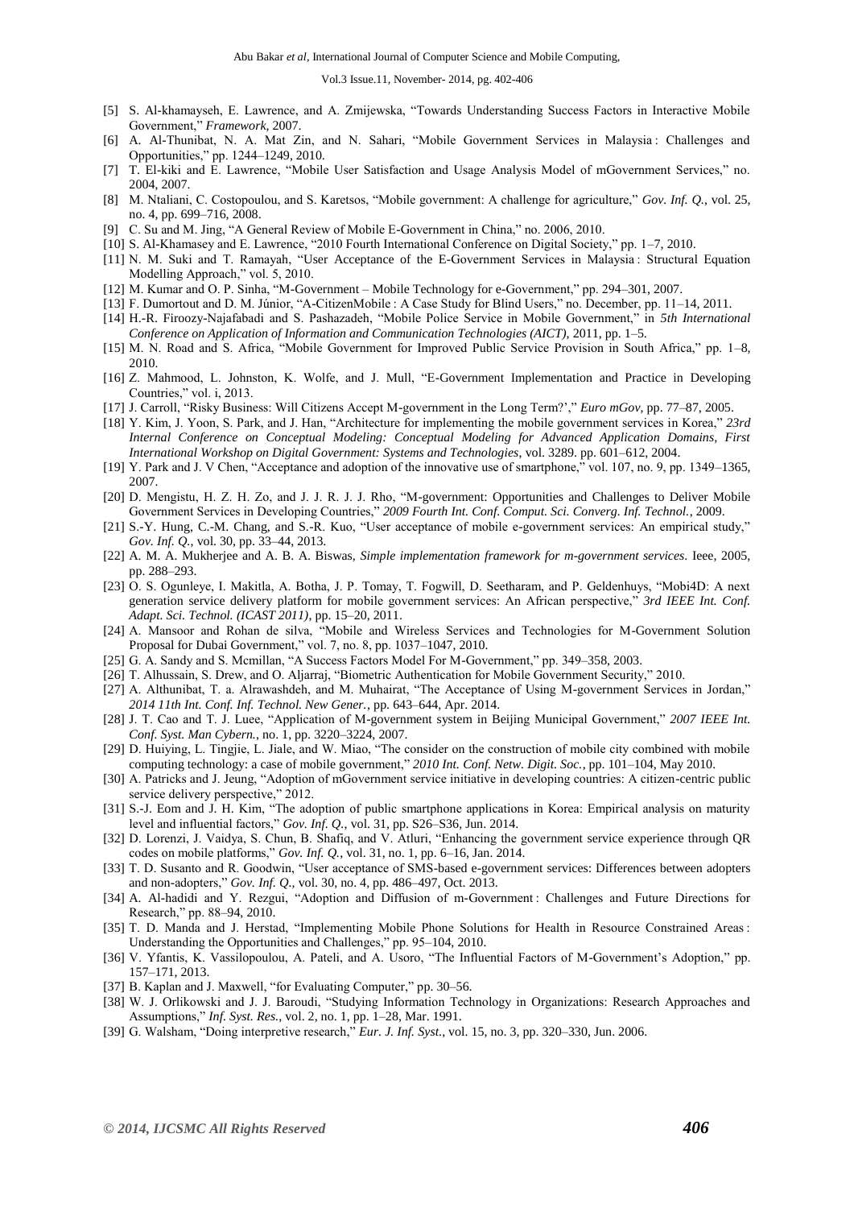[5] S. Al-khamayseh, E. Lawrence, and A. Zmijewska, "Towards Understanding Success Factors in Interactive Mobile Government," *Framework*, 2007.

[6] A. Al-Thunibat, N. A. Mat Zin, and N. Sahari, "Mobile Government Services in Malaysia : Challenges and Opportunities," pp. 1244–1249, 2010.

[7] T. El-kiki and E. Lawrence, "Mobile User Satisfaction and Usage Analysis Model of mGovernment Services," no. 2004, 2007.

[8] M. Ntaliani, C. Costopoulou, and S. Karetsos, "Mobile government: A challenge for agriculture," *Gov. Inf. Q.*, vol. 25, no. 4, pp. 699–716, 2008.

[9] C. Su and M. Jing, "A General Review of Mobile E-Government in China," no. 2006, 2010.

[10] S. Al-Khamasey and E. Lawrence, "2010 Fourth International Conference on Digital Society," pp. 1–7, 2010.

[11] N. M. Suki and T. Ramayah, "User Acceptance of the E-Government Services in Malaysia : Structural Equation Modelling Approach," vol. 5, 2010.

[12] M. Kumar and O. P. Sinha, "M-Government – Mobile Technology for e-Government," pp. 294–301, 2007.

[13] F. Dumortout and D. M. Júnior, "A-CitizenMobile : A Case Study for Blind Users," no. December, pp. 11–14, 2011.

[14] H.-R. Firoozy-Najafabadi and S. Pashazadeh, "Mobile Police Service in Mobile Government," in *5th International Conference on Application of Information and Communication Technologies (AICT)*, 2011, pp. 1–5.

[15] M. N. Road and S. Africa, "Mobile Government for Improved Public Service Provision in South Africa," pp. 1–8, 2010.

[16] Z. Mahmood, L. Johnston, K. Wolfe, and J. Mull, "E-Government Implementation and Practice in Developing Countries," vol. i, 2013.

[17] J. Carroll, "Risky Business: Will Citizens Accept M-government in the Long Term?'," *Euro mGov*, pp. 77–87, 2005.

[18] Y. Kim, J. Yoon, S. Park, and J. Han, "Architecture for implementing the mobile government services in Korea," *23rd Internal Conference on Conceptual Modeling: Conceptual Modeling for Advanced Application Domains, First International Workshop on Digital Government: Systems and Technologies*, vol. 3289. pp. 601–612, 2004.

[19] Y. Park and J. V Chen, "Acceptance and adoption of the innovative use of smartphone," vol. 107, no. 9, pp. 1349–1365, 2007.

[20] D. Mengistu, H. Z. H. Zo, and J. J. R. J. J. Rho, "M-government: Opportunities and Challenges to Deliver Mobile Government Services in Developing Countries," *2009 Fourth Int. Conf. Comput. Sci. Converg. Inf. Technol.*, 2009.

[21] S.-Y. Hung, C.-M. Chang, and S.-R. Kuo, "User acceptance of mobile e-government services: An empirical study," *Gov. Inf. Q.*, vol. 30, pp. 33–44, 2013.

[22] A. M. A. Mukherjee and A. B. A. Biswas, *Simple implementation framework for m-government services*. Ieee, 2005, pp. 288–293.

[23] O. S. Ogunleye, I. Makitla, A. Botha, J. P. Tomay, T. Fogwill, D. Seetharam, and P. Geldenhuys, "Mobi4D: A next generation service delivery platform for mobile government services: An African perspective," *3rd IEEE Int. Conf. Adapt. Sci. Technol. (ICAST 2011)*, pp. 15–20, 2011.

[24] A. Mansoor and Rohan de silva, "Mobile and Wireless Services and Technologies for M-Government Solution Proposal for Dubai Government," vol. 7, no. 8, pp. 1037–1047, 2010.

[25] G. A. Sandy and S. Mcmillan, "A Success Factors Model For M-Government," pp. 349–358, 2003.

[26] T. Alhussain, S. Drew, and O. Aljarraj, "Biometric Authentication for Mobile Government Security," 2010.

[27] A. Althunibat, T. a. Alrawashdeh, and M. Muhairat, "The Acceptance of Using M-government Services in Jordan," *2014 11th Int. Conf. Inf. Technol. New Gener.*, pp. 643–644, Apr. 2014.

[28] J. T. Cao and T. J. Luee, "Application of M-government system in Beijing Municipal Government," *2007 IEEE Int. Conf. Syst. Man Cybern.*, no. 1, pp. 3220–3224, 2007.

[29] D. Huiying, L. Tingjie, L. Jiale, and W. Miao, "The consider on the construction of mobile city combined with mobile computing technology: a case of mobile government," *2010 Int. Conf. Netw. Digit. Soc.*, pp. 101–104, May 2010.

[30] A. Patricks and J. Jeung, "Adoption of mGovernment service initiative in developing countries: A citizen-centric public service delivery perspective," 2012.

[31] S.-J. Eom and J. H. Kim, "The adoption of public smartphone applications in Korea: Empirical analysis on maturity level and influential factors," *Gov. Inf. Q.*, vol. 31, pp. S26–S36, Jun. 2014.

[32] D. Lorenzi, J. Vaidya, S. Chun, B. Shafiq, and V. Atluri, "Enhancing the government service experience through QR codes on mobile platforms," *Gov. Inf. Q.*, vol. 31, no. 1, pp. 6–16, Jan. 2014.

[33] T. D. Susanto and R. Goodwin, "User acceptance of SMS-based e-government services: Differences between adopters and non-adopters," *Gov. Inf. Q.*, vol. 30, no. 4, pp. 486–497, Oct. 2013.

[34] A. Al-hadidi and Y. Rezgui, "Adoption and Diffusion of m-Government : Challenges and Future Directions for Research," pp. 88–94, 2010.

[35] T. D. Manda and J. Herstad, "Implementing Mobile Phone Solutions for Health in Resource Constrained Areas : Understanding the Opportunities and Challenges," pp. 95–104, 2010.

[36] V. Yfantis, K. Vassilopoulou, A. Pateli, and A. Usoro, "The Influential Factors of M-Government's Adoption," pp. 157–171, 2013.

[37] B. Kaplan and J. Maxwell, "for Evaluating Computer," pp. 30–56.

[38] W. J. Orlikowski and J. J. Baroudi, "Studying Information Technology in Organizations: Research Approaches and Assumptions," *Inf. Syst. Res.*, vol. 2, no. 1, pp. 1–28, Mar. 1991.

[39] G. Walsham, "Doing interpretive research," *Eur. J. Inf. Syst.*, vol. 15, no. 3, pp. 320–330, Jun. 2006.